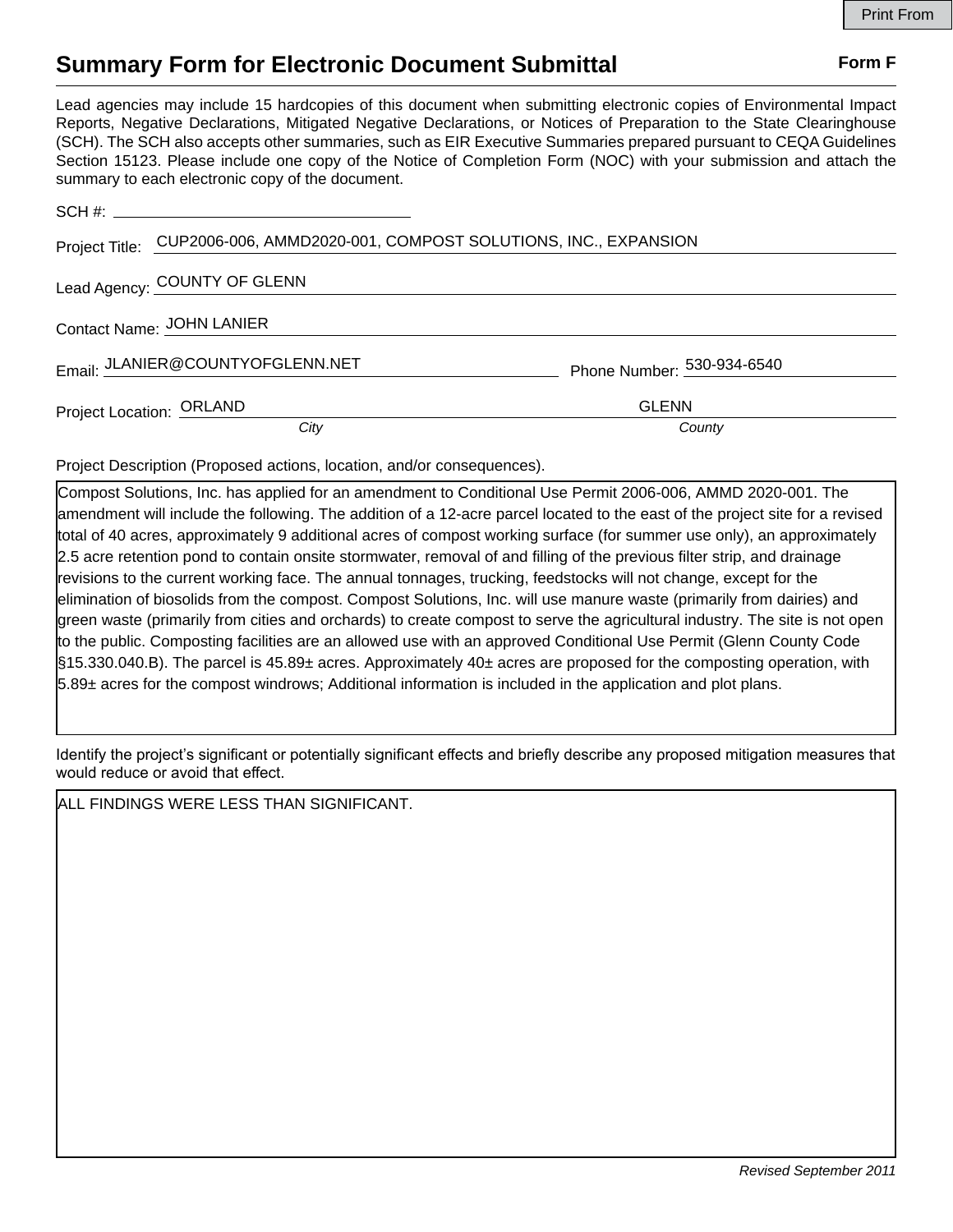Print From

# Summary Form for Electronic Document Submittal

**Form F**

Lead agencies may include 15 hardcopies of this document when submitting electronic copies of Environmental Impact Reports, Negative Declarations, Mitigated Negative Declarations, or Notices of Preparation to the State Clearinghouse (SCH). The SCH also accepts other summaries, such as EIR Executive Summaries prepared pursuant to CEQA Guidelines Section 15123. Please include one copy of the Notice of Completion Form (NOC) with your submission and attach the summary to each electronic copy of the document.

SCH #: 

Project Title: CUP2006-006, AMMD2020-001, COMPOST SOLUTIONS, INC., EXPANSION

Lead Agency: COUNTY OF GLENN

Contact Name: JOHN LANIER

Email: JLANIER@COUNTYOFGLENN.NET

Phone Number: 530-934-6540

Project Location: ORLAND (*City*) GLENN (*County*)

Project Description (Proposed actions, location, and/or consequences).

Compost Solutions, Inc. has applied for an amendment to Conditional Use Permit 2006-006, AMMD 2020-001. The amendment will include the following. The addition of a 12-acre parcel located to the east of the project site for a revised total of 40 acres, approximately 9 additional acres of compost working surface (for summer use only), an approximately 2.5 acre retention pond to contain onsite stormwater, removal of and filling of the previous filter strip, and drainage revisions to the current working face. The annual tonnages, trucking, feedstocks will not change, except for the elimination of biosolids from the compost. Compost Solutions, Inc. will use manure waste (primarily from dairies) and green waste (primarily from cities and orchards) to create compost to serve the agricultural industry. The site is not open to the public. Composting facilities are an allowed use with an approved Conditional Use Permit (Glenn County Code §15.330.040.B). The parcel is 45.89± acres. Approximately 40± acres are proposed for the composting operation, with 5.89± acres for the compost windrows; Additional information is included in the application and plot plans.

Identify the project's significant or potentially significant effects and briefly describe any proposed mitigation measures that would reduce or avoid that effect.

ALL FINDINGS WERE LESS THAN SIGNIFICANT.

*Revised September 2011*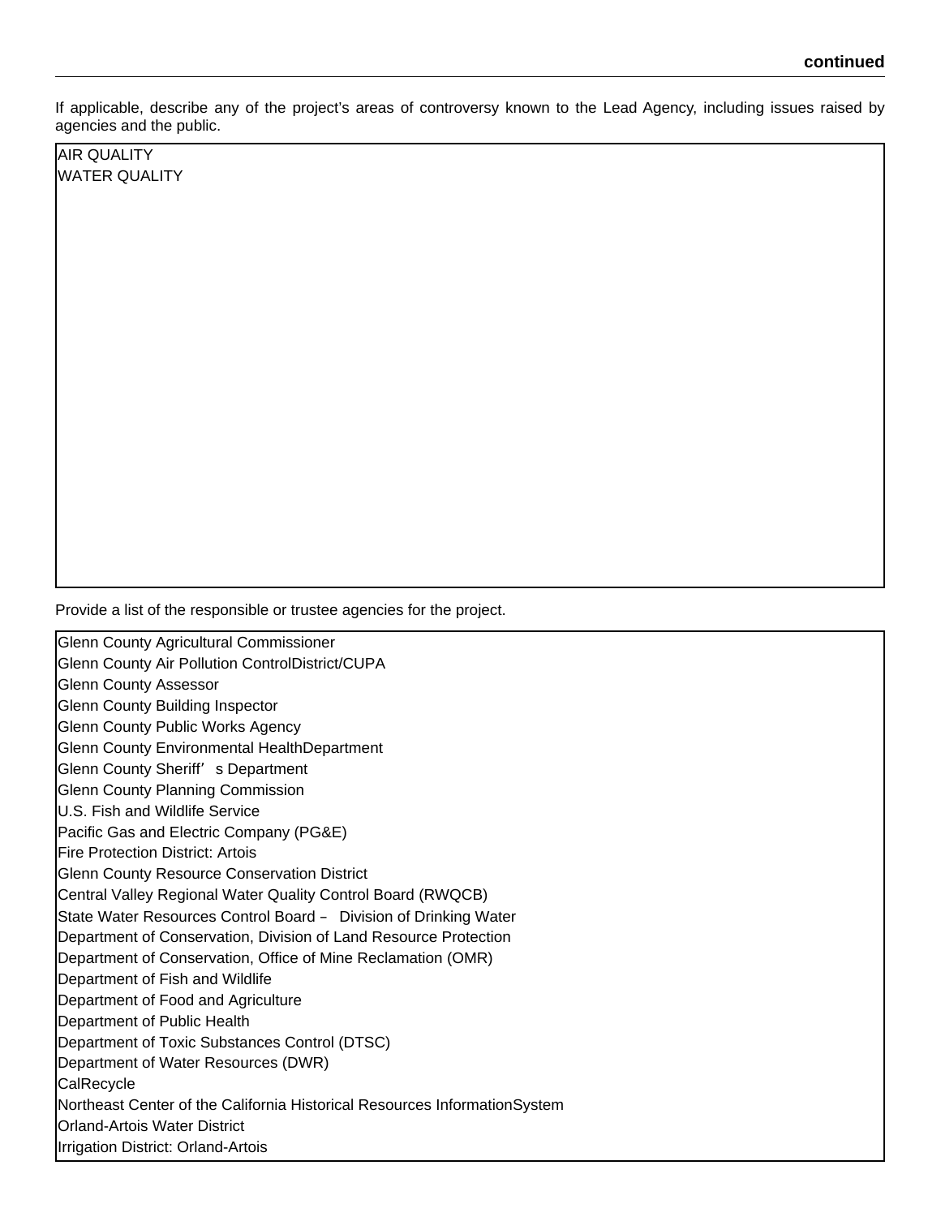**continued**

If applicable, describe any of the project's areas of controversy known to the Lead Agency, including issues raised by agencies and the public.

AIR QUALITY
WATER QUALITY

Provide a list of the responsible or trustee agencies for the project.

Glenn County Agricultural Commissioner
Glenn County Air Pollution ControlDistrict/CUPA
Glenn County Assessor
Glenn County Building Inspector
Glenn County Public Works Agency
Glenn County Environmental HealthDepartment
Glenn County Sheriff's Department
Glenn County Planning Commission
U.S. Fish and Wildlife Service
Pacific Gas and Electric Company (PG&E)
Fire Protection District: Artois
Glenn County Resource Conservation District
Central Valley Regional Water Quality Control Board (RWQCB)
State Water Resources Control Board – Division of Drinking Water
Department of Conservation, Division of Land Resource Protection
Department of Conservation, Office of Mine Reclamation (OMR)
Department of Fish and Wildlife
Department of Food and Agriculture
Department of Public Health
Department of Toxic Substances Control (DTSC)
Department of Water Resources (DWR)
CalRecycle
Northeast Center of the California Historical Resources InformationSystem
Orland-Artois Water District
Irrigation District: Orland-Artois